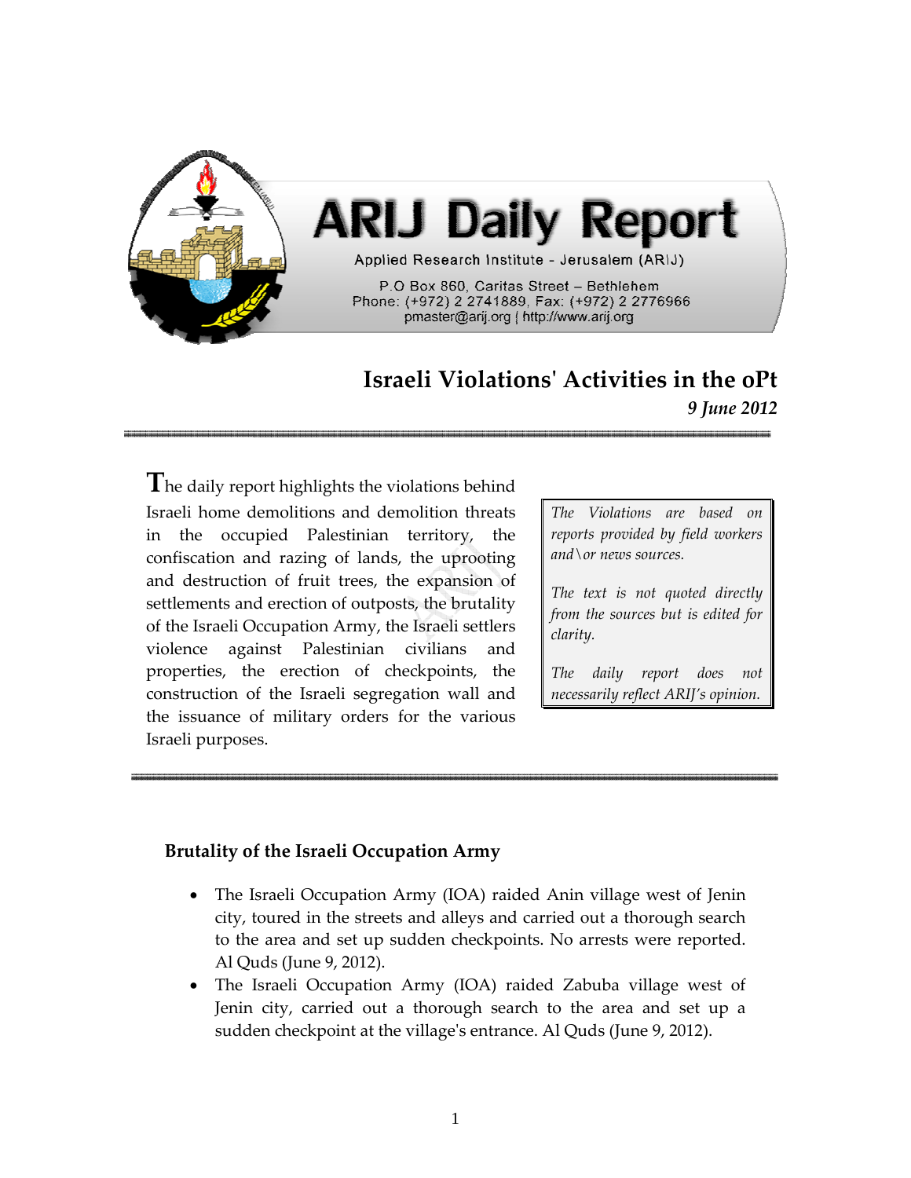# ARIJ Daily Report

Applied Research Institute - Jerusalem (ARIJ)

P.O Box 860, Caritas Street – Bethlehem
Phone: (+972) 2 2741889, Fax: (+972) 2 2776966
pmaster@arij.org | http://www.arij.org

## Israeli Violations' Activities in the oPt

*9 June 2012*

The daily report highlights the violations behind Israeli home demolitions and demolition threats in the occupied Palestinian territory, the confiscation and razing of lands, the uprooting and destruction of fruit trees, the expansion of settlements and erection of outposts, the brutality of the Israeli Occupation Army, the Israeli settlers violence against Palestinian civilians and properties, the erection of checkpoints, the construction of the Israeli segregation wall and the issuance of military orders for the various Israeli purposes.

*The Violations are based on reports provided by field workers and\or news sources.*

*The text is not quoted directly from the sources but is edited for clarity.*

*The daily report does not necessarily reflect ARIJ's opinion.*

### Brutality of the Israeli Occupation Army

- The Israeli Occupation Army (IOA) raided Anin village west of Jenin city, toured in the streets and alleys and carried out a thorough search to the area and set up sudden checkpoints. No arrests were reported. Al Quds (June 9, 2012).
- The Israeli Occupation Army (IOA) raided Zabuba village west of Jenin city, carried out a thorough search to the area and set up a sudden checkpoint at the village's entrance. Al Quds (June 9, 2012).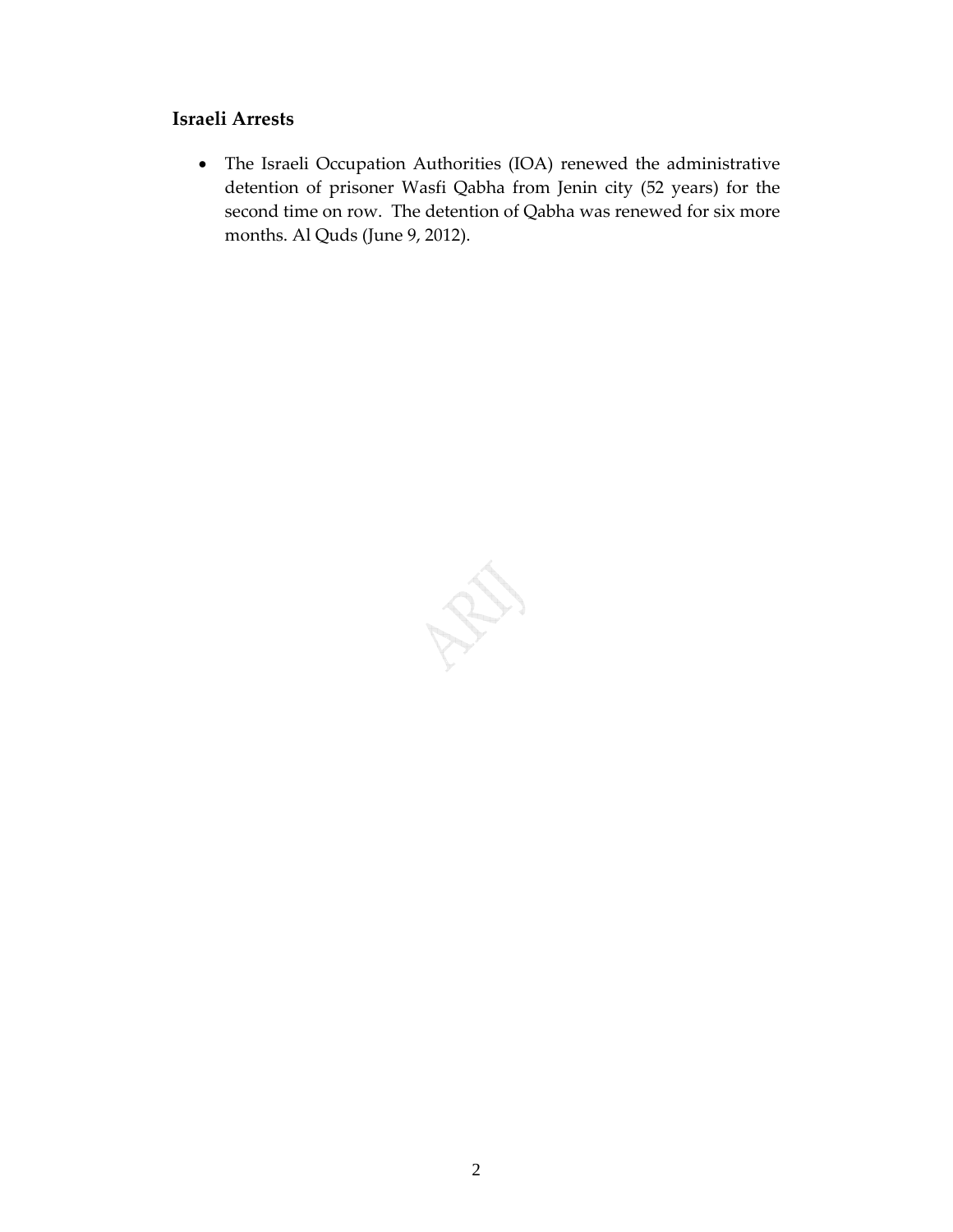### Israeli Arrests

- The Israeli Occupation Authorities (IOA) renewed the administrative detention of prisoner Wasfi Qabha from Jenin city (52 years) for the second time on row. The detention of Qabha was renewed for six more months. Al Quds (June 9, 2012).